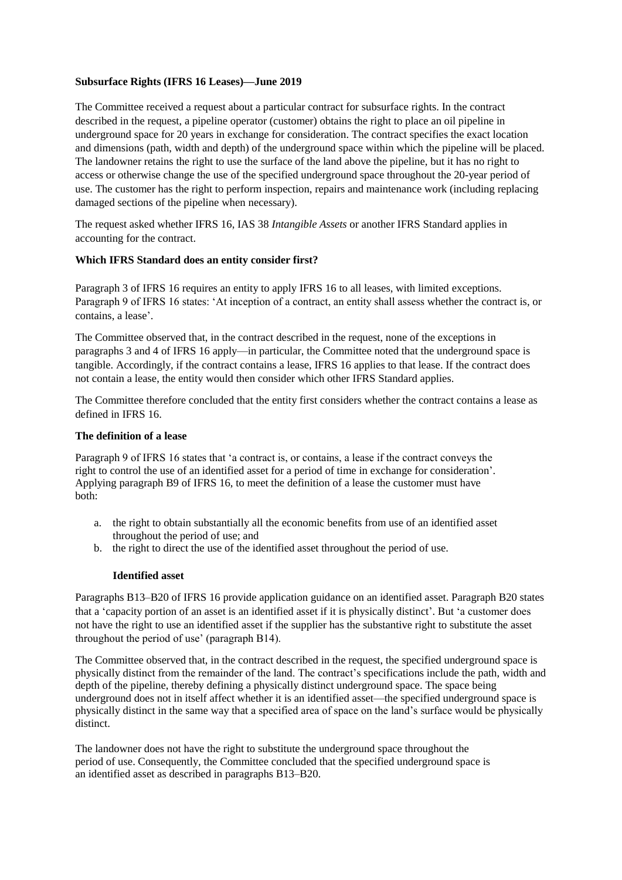**Subsurface Rights (IFRS 16 Leases)—June 2019**

The Committee received a request about a particular contract for subsurface rights. In the contract described in the request, a pipeline operator (customer) obtains the right to place an oil pipeline in underground space for 20 years in exchange for consideration. The contract specifies the exact location and dimensions (path, width and depth) of the underground space within which the pipeline will be placed. The landowner retains the right to use the surface of the land above the pipeline, but it has no right to access or otherwise change the use of the specified underground space throughout the 20-year period of use. The customer has the right to perform inspection, repairs and maintenance work (including replacing damaged sections of the pipeline when necessary).

The request asked whether IFRS 16, IAS 38 *Intangible Assets* or another IFRS Standard applies in accounting for the contract.

**Which IFRS Standard does an entity consider first?**

Paragraph 3 of IFRS 16 requires an entity to apply IFRS 16 to all leases, with limited exceptions. Paragraph 9 of IFRS 16 states: 'At inception of a contract, an entity shall assess whether the contract is, or contains, a lease'.

The Committee observed that, in the contract described in the request, none of the exceptions in paragraphs 3 and 4 of IFRS 16 apply—in particular, the Committee noted that the underground space is tangible. Accordingly, if the contract contains a lease, IFRS 16 applies to that lease. If the contract does not contain a lease, the entity would then consider which other IFRS Standard applies.

The Committee therefore concluded that the entity first considers whether the contract contains a lease as defined in IFRS 16.

**The definition of a lease**

Paragraph 9 of IFRS 16 states that 'a contract is, or contains, a lease if the contract conveys the right to control the use of an identified asset for a period of time in exchange for consideration'. Applying paragraph B9 of IFRS 16, to meet the definition of a lease the customer must have both:

a. the right to obtain substantially all the economic benefits from use of an identified asset throughout the period of use; and
b. the right to direct the use of the identified asset throughout the period of use.

**Identified asset**

Paragraphs B13–B20 of IFRS 16 provide application guidance on an identified asset. Paragraph B20 states that a 'capacity portion of an asset is an identified asset if it is physically distinct'. But 'a customer does not have the right to use an identified asset if the supplier has the substantive right to substitute the asset throughout the period of use' (paragraph B14).

The Committee observed that, in the contract described in the request, the specified underground space is physically distinct from the remainder of the land. The contract's specifications include the path, width and depth of the pipeline, thereby defining a physically distinct underground space. The space being underground does not in itself affect whether it is an identified asset—the specified underground space is physically distinct in the same way that a specified area of space on the land's surface would be physically distinct.

The landowner does not have the right to substitute the underground space throughout the period of use. Consequently, the Committee concluded that the specified underground space is an identified asset as described in paragraphs B13–B20.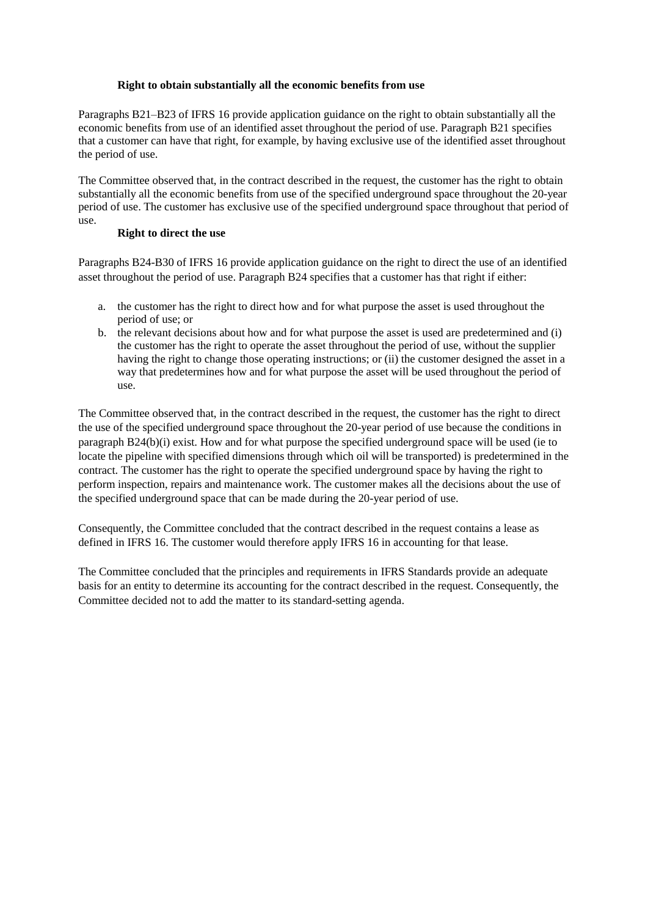**Right to obtain substantially all the economic benefits from use**

Paragraphs B21–B23 of IFRS 16 provide application guidance on the right to obtain substantially all the economic benefits from use of an identified asset throughout the period of use. Paragraph B21 specifies that a customer can have that right, for example, by having exclusive use of the identified asset throughout the period of use.

The Committee observed that, in the contract described in the request, the customer has the right to obtain substantially all the economic benefits from use of the specified underground space throughout the 20-year period of use. The customer has exclusive use of the specified underground space throughout that period of use.

**Right to direct the use**

Paragraphs B24-B30 of IFRS 16 provide application guidance on the right to direct the use of an identified asset throughout the period of use. Paragraph B24 specifies that a customer has that right if either:

a. the customer has the right to direct how and for what purpose the asset is used throughout the period of use; or
b. the relevant decisions about how and for what purpose the asset is used are predetermined and (i) the customer has the right to operate the asset throughout the period of use, without the supplier having the right to change those operating instructions; or (ii) the customer designed the asset in a way that predetermines how and for what purpose the asset will be used throughout the period of use.

The Committee observed that, in the contract described in the request, the customer has the right to direct the use of the specified underground space throughout the 20-year period of use because the conditions in paragraph B24(b)(i) exist. How and for what purpose the specified underground space will be used (ie to locate the pipeline with specified dimensions through which oil will be transported) is predetermined in the contract. The customer has the right to operate the specified underground space by having the right to perform inspection, repairs and maintenance work. The customer makes all the decisions about the use of the specified underground space that can be made during the 20-year period of use.

Consequently, the Committee concluded that the contract described in the request contains a lease as defined in IFRS 16. The customer would therefore apply IFRS 16 in accounting for that lease.

The Committee concluded that the principles and requirements in IFRS Standards provide an adequate basis for an entity to determine its accounting for the contract described in the request. Consequently, the Committee decided not to add the matter to its standard-setting agenda.